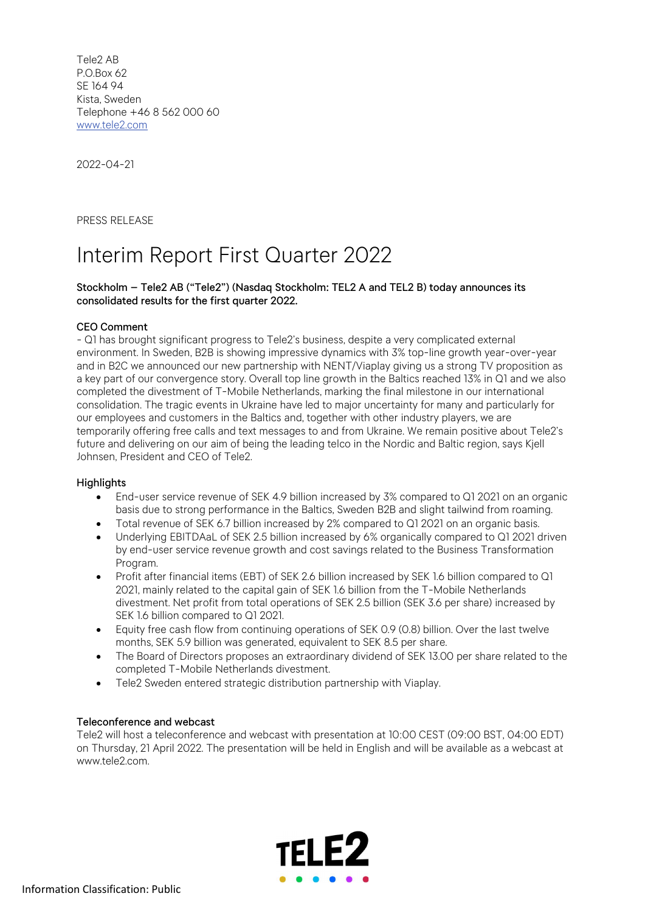Tele2 AB
P.O.Box 62
SE 164 94
Kista, Sweden
Telephone +46 8 562 000 60
www.tele2.com

2022-04-21

PRESS RELEASE

# Interim Report First Quarter 2022

**Stockholm – Tele2 AB ("Tele2") (Nasdaq Stockholm: TEL2 A and TEL2 B) today announces its consolidated results for the first quarter 2022.**

**CEO Comment**

- Q1 has brought significant progress to Tele2's business, despite a very complicated external environment. In Sweden, B2B is showing impressive dynamics with 3% top-line growth year-over-year and in B2C we announced our new partnership with NENT/Viaplay giving us a strong TV proposition as a key part of our convergence story. Overall top line growth in the Baltics reached 13% in Q1 and we also completed the divestment of T-Mobile Netherlands, marking the final milestone in our international consolidation. The tragic events in Ukraine have led to major uncertainty for many and particularly for our employees and customers in the Baltics and, together with other industry players, we are temporarily offering free calls and text messages to and from Ukraine. We remain positive about Tele2's future and delivering on our aim of being the leading telco in the Nordic and Baltic region, says Kjell Johnsen, President and CEO of Tele2.

**Highlights**

- End-user service revenue of SEK 4.9 billion increased by 3% compared to Q1 2021 on an organic basis due to strong performance in the Baltics, Sweden B2B and slight tailwind from roaming.
- Total revenue of SEK 6.7 billion increased by 2% compared to Q1 2021 on an organic basis.
- Underlying EBITDAaL of SEK 2.5 billion increased by 6% organically compared to Q1 2021 driven by end-user service revenue growth and cost savings related to the Business Transformation Program.
- Profit after financial items (EBT) of SEK 2.6 billion increased by SEK 1.6 billion compared to Q1 2021, mainly related to the capital gain of SEK 1.6 billion from the T-Mobile Netherlands divestment. Net profit from total operations of SEK 2.5 billion (SEK 3.6 per share) increased by SEK 1.6 billion compared to Q1 2021.
- Equity free cash flow from continuing operations of SEK 0.9 (0.8) billion. Over the last twelve months, SEK 5.9 billion was generated, equivalent to SEK 8.5 per share.
- The Board of Directors proposes an extraordinary dividend of SEK 13.00 per share related to the completed T-Mobile Netherlands divestment.
- Tele2 Sweden entered strategic distribution partnership with Viaplay.

**Teleconference and webcast**

Tele2 will host a teleconference and webcast with presentation at 10:00 CEST (09:00 BST, 04:00 EDT) on Thursday, 21 April 2022. The presentation will be held in English and will be available as a webcast at www.tele2.com.

Information Classification: Public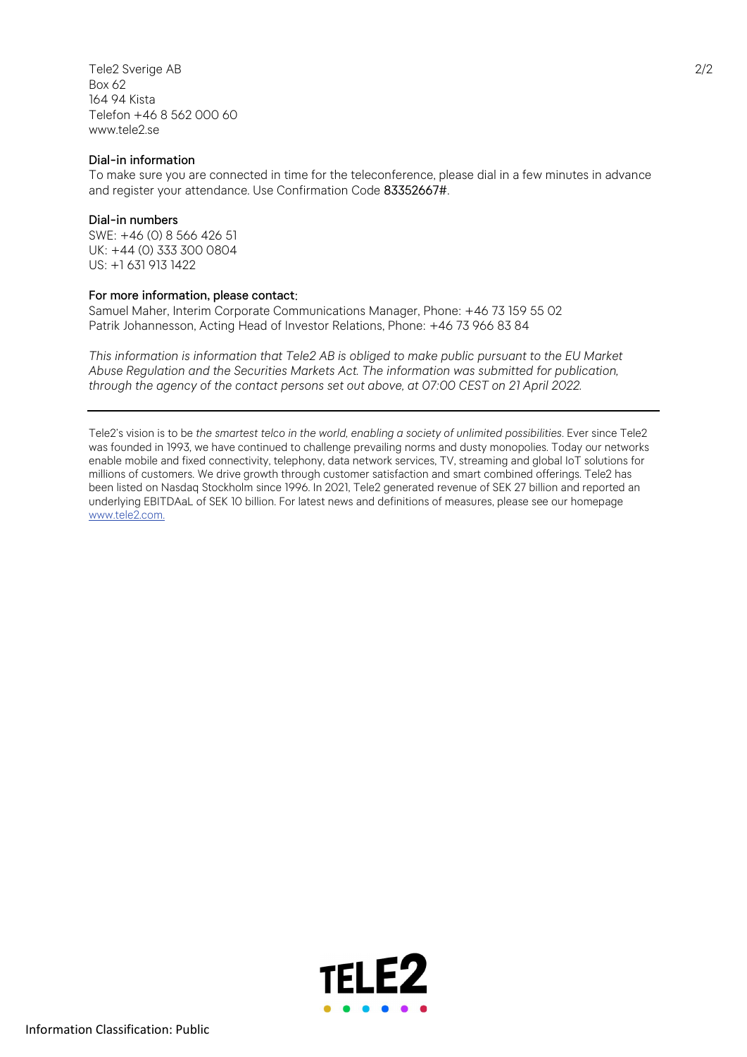Tele2 Sverige AB
Box 62
164 94 Kista
Telefon +46 8 562 000 60
www.tele2.se

**Dial-in information**
To make sure you are connected in time for the teleconference, please dial in a few minutes in advance and register your attendance. Use Confirmation Code 83352667#.

**Dial-in numbers**
SWE: +46 (0) 8 566 426 51
UK: +44 (0) 333 300 0804
US: +1 631 913 1422

**For more information, please contact:**
Samuel Maher, Interim Corporate Communications Manager, Phone: +46 73 159 55 02
Patrik Johannesson, Acting Head of Investor Relations, Phone: +46 73 966 83 84

*This information is information that Tele2 AB is obliged to make public pursuant to the EU Market Abuse Regulation and the Securities Markets Act. The information was submitted for publication, through the agency of the contact persons set out above, at 07:00 CEST on 21 April 2022.*

---

Tele2's vision is to be *the smartest telco in the world, enabling a society of unlimited possibilities*. Ever since Tele2 was founded in 1993, we have continued to challenge prevailing norms and dusty monopolies. Today our networks enable mobile and fixed connectivity, telephony, data network services, TV, streaming and global IoT solutions for millions of customers. We drive growth through customer satisfaction and smart combined offerings. Tele2 has been listed on Nasdaq Stockholm since 1996. In 2021, Tele2 generated revenue of SEK 27 billion and reported an underlying EBITDAaL of SEK 10 billion. For latest news and definitions of measures, please see our homepage www.tele2.com.

Information Classification: Public